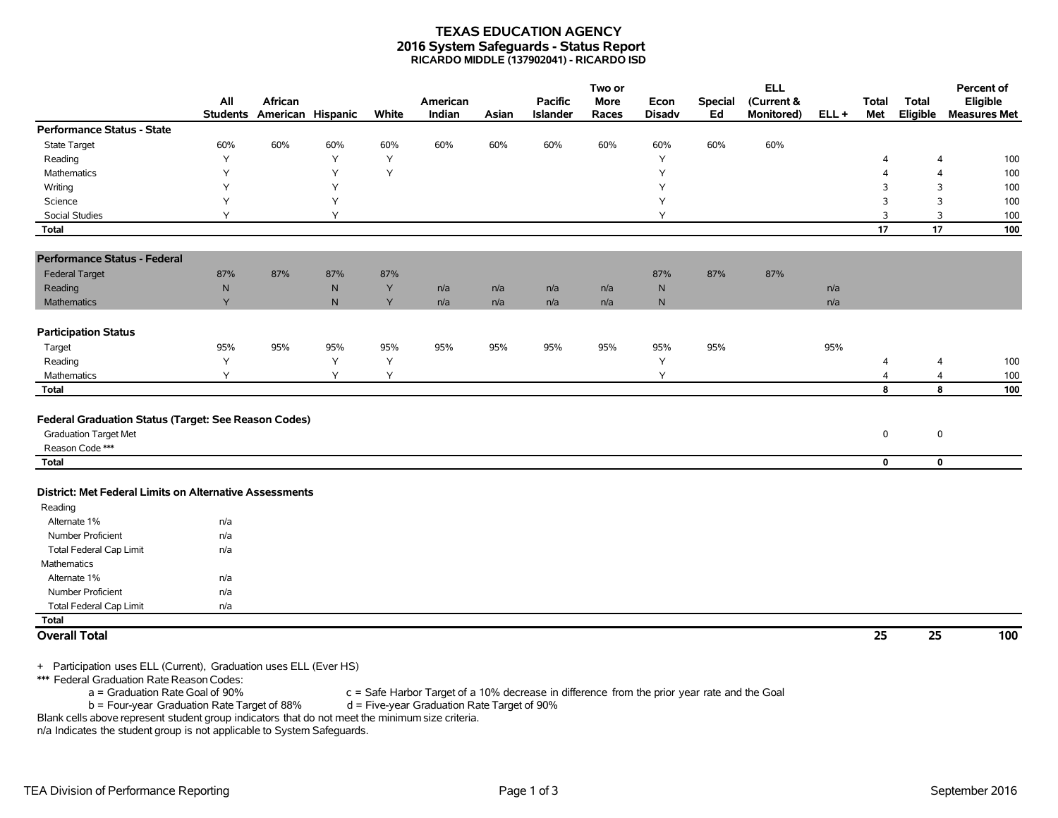# TEXAS EDUCATION AGENCY
## 2016 System Safeguards - Status Report
### RICARDO MIDDLE (137902041) - RICARDO ISD

| | All Students | African American | Hispanic | White | American Indian | Asian | Pacific Islander | Two or More Races | Econ Disadv | Special Ed | ELL (Current & Monitored) | ELL + | Total Met | Total Eligible | Percent of Eligible Measures Met |
|---|---|---|---|---|---|---|---|---|---|---|---|---|---|---|---|
| **Performance Status - State** | | | | | | | | | | | | | | | |
| State Target | 60% | 60% | 60% | 60% | 60% | 60% | 60% | 60% | 60% | 60% | 60% | | | | |
| Reading | Y | | Y | Y | | | | | Y | | | | 4 | 4 | 100 |
| Mathematics | Y | | Y | Y | | | | | Y | | | | 4 | 4 | 100 |
| Writing | Y | | Y | | | | | | Y | | | | 3 | 3 | 100 |
| Science | Y | | Y | | | | | | Y | | | | 3 | 3 | 100 |
| Social Studies | Y | | Y | | | | | | Y | | | | 3 | 3 | 100 |
| **Total** | | | | | | | | | | | | | **17** | **17** | **100** |
| **Performance Status - Federal** | | | | | | | | | | | | | | | |
| Federal Target | 87% | 87% | 87% | 87% | | | | | 87% | 87% | 87% | | | | |
| Reading | N | | N | Y | n/a | n/a | n/a | n/a | N | | | n/a | | | |
| Mathematics | Y | | N | Y | n/a | n/a | n/a | n/a | N | | | n/a | | | |
| **Participation Status** | | | | | | | | | | | | | | | |
| Target | 95% | 95% | 95% | 95% | 95% | 95% | 95% | 95% | 95% | 95% | | 95% | | | |
| Reading | Y | | Y | Y | | | | | Y | | | | 4 | 4 | 100 |
| Mathematics | Y | | Y | Y | | | | | Y | | | | 4 | 4 | 100 |
| **Total** | | | | | | | | | | | | | **8** | **8** | **100** |
| **Federal Graduation Status (Target: See Reason Codes)** | | | | | | | | | | | | | | | |
| Graduation Target Met | | | | | | | | | | | | | 0 | 0 | |
| Reason Code *** | | | | | | | | | | | | | | | |
| **Total** | | | | | | | | | | | | | **0** | **0** | |
| **District: Met Federal Limits on Alternative Assessments** | | | | | | | | | | | | | | | |
| Reading | | | | | | | | | | | | | | | |
| Alternate 1% | n/a | | | | | | | | | | | | | | |
| Number Proficient | n/a | | | | | | | | | | | | | | |
| Total Federal Cap Limit | n/a | | | | | | | | | | | | | | |
| Mathematics | | | | | | | | | | | | | | | |
| Alternate 1% | n/a | | | | | | | | | | | | | | |
| Number Proficient | n/a | | | | | | | | | | | | | | |
| Total Federal Cap Limit | n/a | | | | | | | | | | | | | | |
| **Total** | | | | | | | | | | | | | | | |
| **Overall Total** | | | | | | | | | | | | | **25** | **25** | **100** |

\+ Participation uses ELL (Current), Graduation uses ELL (Ever HS)

*** Federal Graduation Rate Reason Codes:

a = Graduation Rate Goal of 90%
b = Four-year Graduation Rate Target of 88%
c = Safe Harbor Target of a 10% decrease in difference from the prior year rate and the Goal
d = Five-year Graduation Rate Target of 90%

Blank cells above represent student group indicators that do not meet the minimum size criteria.

n/a Indicates the student group is not applicable to System Safeguards.

TEA Division of Performance Reporting — September 2016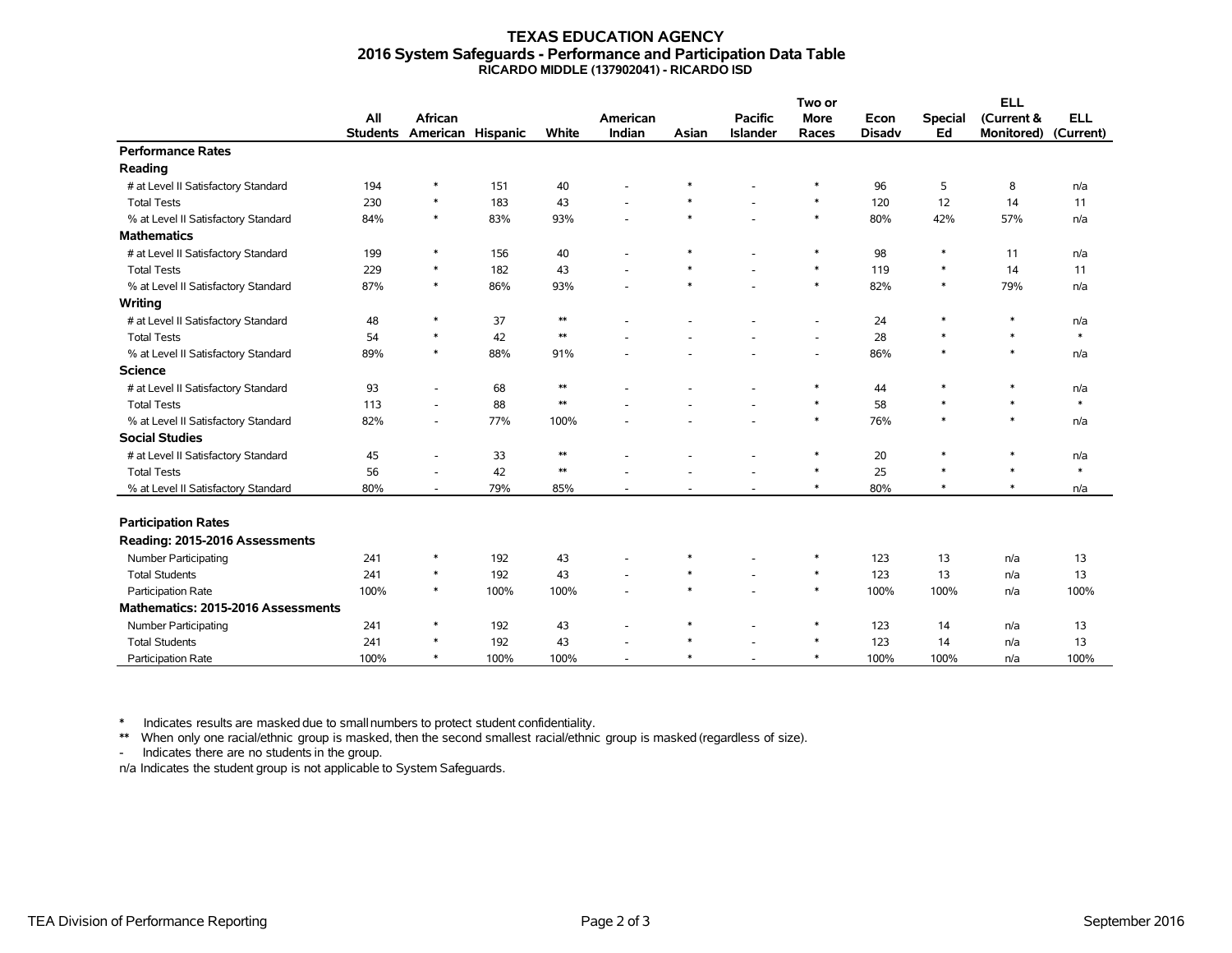# TEXAS EDUCATION AGENCY
## 2016 System Safeguards - Performance and Participation Data Table
### RICARDO MIDDLE (137902041) - RICARDO ISD

| | All Students | African American | Hispanic | White | American Indian | Asian | Pacific Islander | Two or More Races | Econ Disadv | Special Ed | ELL (Current & Monitored) | ELL (Current) |
|---|---|---|---|---|---|---|---|---|---|---|---|---|
| **Performance Rates** | | | | | | | | | | | | |
| **Reading** | | | | | | | | | | | | |
| # at Level II Satisfactory Standard | 194 | * | 151 | 40 | - | * | - | * | 96 | 5 | 8 | n/a |
| Total Tests | 230 | * | 183 | 43 | - | * | - | * | 120 | 12 | 14 | 11 |
| % at Level II Satisfactory Standard | 84% | * | 83% | 93% | - | * | - | * | 80% | 42% | 57% | n/a |
| **Mathematics** | | | | | | | | | | | | |
| # at Level II Satisfactory Standard | 199 | * | 156 | 40 | - | * | - | * | 98 | * | 11 | n/a |
| Total Tests | 229 | * | 182 | 43 | - | * | - | * | 119 | * | 14 | 11 |
| % at Level II Satisfactory Standard | 87% | * | 86% | 93% | - | * | - | * | 82% | * | 79% | n/a |
| **Writing** | | | | | | | | | | | | |
| # at Level II Satisfactory Standard | 48 | * | 37 | ** | - | - | - | - | 24 | * | * | n/a |
| Total Tests | 54 | * | 42 | ** | - | - | - | - | 28 | * | * | * |
| % at Level II Satisfactory Standard | 89% | * | 88% | 91% | - | - | - | - | 86% | * | * | n/a |
| **Science** | | | | | | | | | | | | |
| # at Level II Satisfactory Standard | 93 | - | 68 | ** | - | - | - | * | 44 | * | * | n/a |
| Total Tests | 113 | - | 88 | ** | - | - | - | * | 58 | * | * | * |
| % at Level II Satisfactory Standard | 82% | - | 77% | 100% | - | - | - | * | 76% | * | * | n/a |
| **Social Studies** | | | | | | | | | | | | |
| # at Level II Satisfactory Standard | 45 | - | 33 | ** | - | - | - | * | 20 | * | * | n/a |
| Total Tests | 56 | - | 42 | ** | - | - | - | * | 25 | * | * | * |
| % at Level II Satisfactory Standard | 80% | - | 79% | 85% | - | - | - | * | 80% | * | * | n/a |
| **Participation Rates** | | | | | | | | | | | | |
| **Reading: 2015-2016 Assessments** | | | | | | | | | | | | |
| Number Participating | 241 | * | 192 | 43 | - | * | - | * | 123 | 13 | n/a | 13 |
| Total Students | 241 | * | 192 | 43 | - | * | - | * | 123 | 13 | n/a | 13 |
| Participation Rate | 100% | * | 100% | 100% | - | * | - | * | 100% | 100% | n/a | 100% |
| **Mathematics: 2015-2016 Assessments** | | | | | | | | | | | | |
| Number Participating | 241 | * | 192 | 43 | - | * | - | * | 123 | 14 | n/a | 13 |
| Total Students | 241 | * | 192 | 43 | - | * | - | * | 123 | 14 | n/a | 13 |
| Participation Rate | 100% | * | 100% | 100% | - | * | - | * | 100% | 100% | n/a | 100% |

\* Indicates results are masked due to small numbers to protect student confidentiality.

** When only one racial/ethnic group is masked, then the second smallest racial/ethnic group is masked (regardless of size).

\- Indicates there are no students in the group.

n/a Indicates the student group is not applicable to System Safeguards.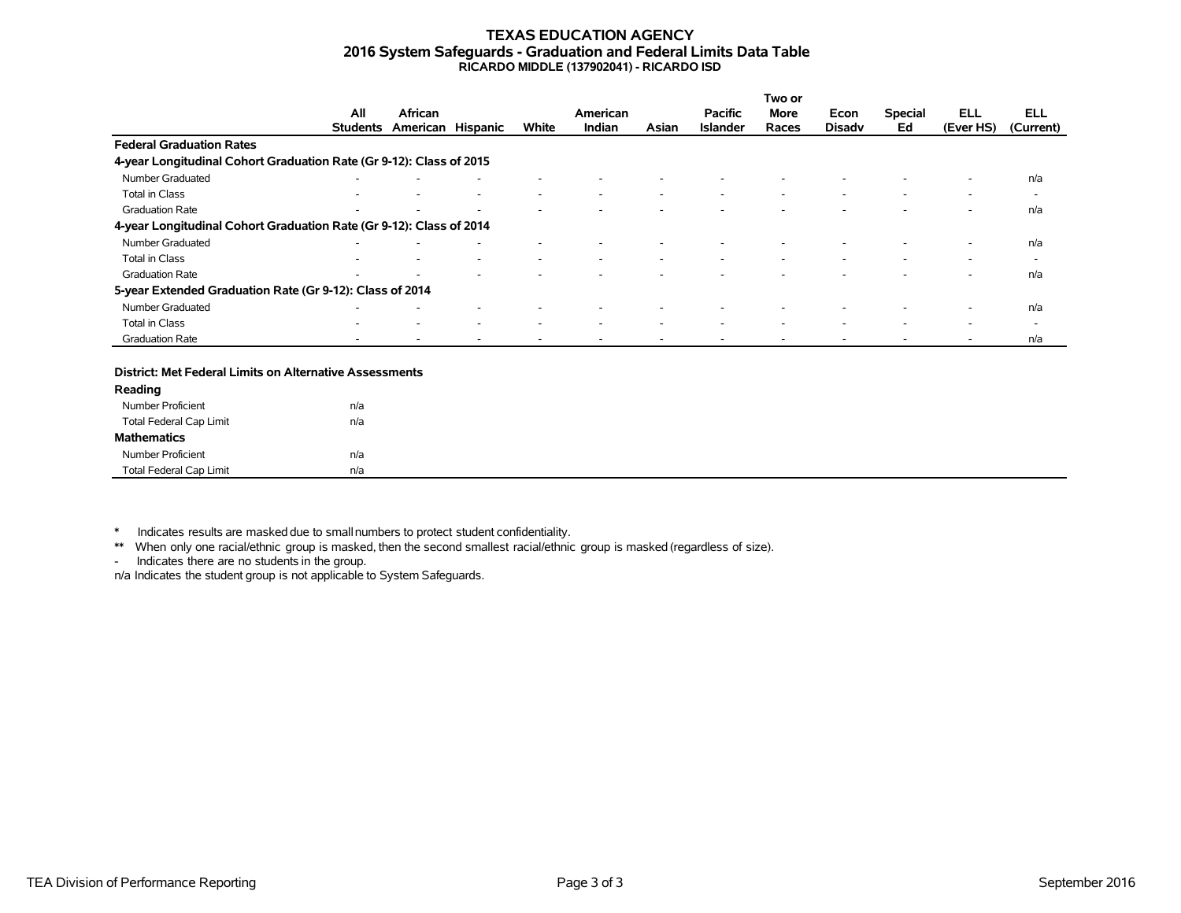# TEXAS EDUCATION AGENCY
## 2016 System Safeguards - Graduation and Federal Limits Data Table
### RICARDO MIDDLE (137902041) - RICARDO ISD

| | All Students | African American | Hispanic | White | American Indian | Asian | Pacific Islander | Two or More Races | Econ Disadv | Special Ed | ELL (Ever HS) | ELL (Current) |
|---|---|---|---|---|---|---|---|---|---|---|---|---|
| **Federal Graduation Rates** | | | | | | | | | | | | |
| **4-year Longitudinal Cohort Graduation Rate (Gr 9-12): Class of 2015** | | | | | | | | | | | | |
| Number Graduated | - | - | - | - | - | - | - | - | - | - | - | n/a |
| Total in Class | - | - | - | - | - | - | - | - | - | - | - | - |
| Graduation Rate | - | - | - | - | - | - | - | - | - | - | - | n/a |
| **4-year Longitudinal Cohort Graduation Rate (Gr 9-12): Class of 2014** | | | | | | | | | | | | |
| Number Graduated | - | - | - | - | - | - | - | - | - | - | - | n/a |
| Total in Class | - | - | - | - | - | - | - | - | - | - | - | - |
| Graduation Rate | - | - | - | - | - | - | - | - | - | - | - | n/a |
| **5-year Extended Graduation Rate (Gr 9-12): Class of 2014** | | | | | | | | | | | | |
| Number Graduated | - | - | - | - | - | - | - | - | - | - | - | n/a |
| Total in Class | - | - | - | - | - | - | - | - | - | - | - | - |
| Graduation Rate | - | - | - | - | - | - | - | - | - | - | - | n/a |

| **District: Met Federal Limits on Alternative Assessments** | |
|---|---|
| **Reading** | |
| Number Proficient | n/a |
| Total Federal Cap Limit | n/a |
| **Mathematics** | |
| Number Proficient | n/a |
| Total Federal Cap Limit | n/a |

\* Indicates results are masked due to small numbers to protect student confidentiality.

\*\* When only one racial/ethnic group is masked, then the second smallest racial/ethnic group is masked (regardless of size).

\- Indicates there are no students in the group.

n/a Indicates the student group is not applicable to System Safeguards.

TEA Division of Performance Reporting

September 2016